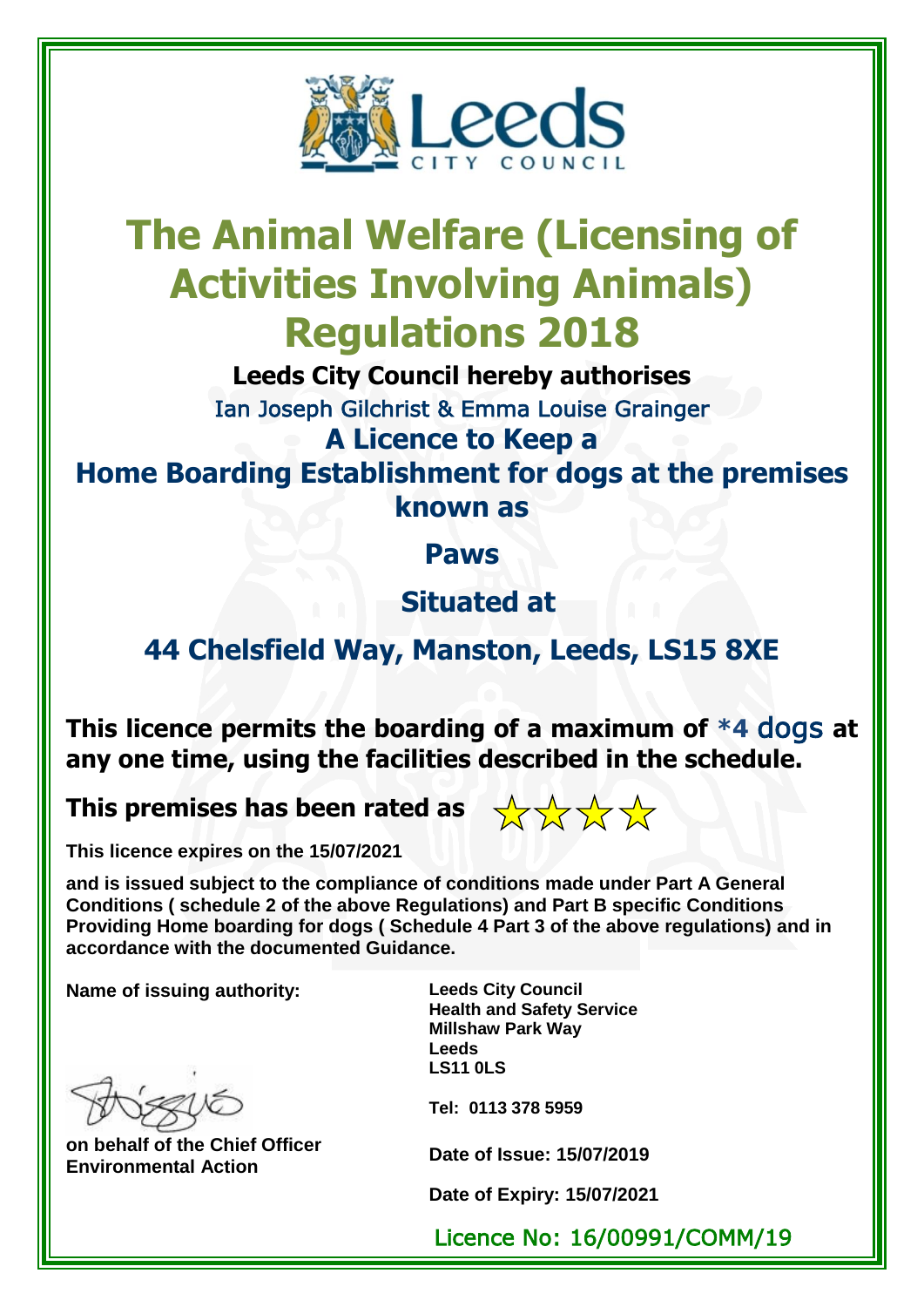Leeds CITY COUNCIL

# The Animal Welfare (Licensing of Activities Involving Animals) Regulations 2018

**Leeds City Council hereby authorises**

Ian Joseph Gilchrist & Emma Louise Grainger

## A Licence to Keep a Home Boarding Establishment for dogs at the premises known as

## Paws

## Situated at

## 44 Chelsfield Way, Manston, Leeds, LS15 8XE

**This licence permits the boarding of a maximum of *4 dogs at any one time, using the facilities described in the schedule.**

**This premises has been rated as** ☆☆☆☆

**This licence expires on the 15/07/2021**

**and is issued subject to the compliance of conditions made under Part A General Conditions ( schedule 2 of the above Regulations) and Part B specific Conditions Providing Home boarding for dogs ( Schedule 4 Part 3 of the above regulations) and in accordance with the documented Guidance.**

**Name of issuing authority:**

**Leeds City Council**
**Health and Safety Service**
**Millshaw Park Way**
**Leeds**
**LS11 0LS**

**Tel: 0113 378 5959**

**on behalf of the Chief Officer Environmental Action**

**Date of Issue: 15/07/2019**

**Date of Expiry: 15/07/2021**

Licence No: 16/00991/COMM/19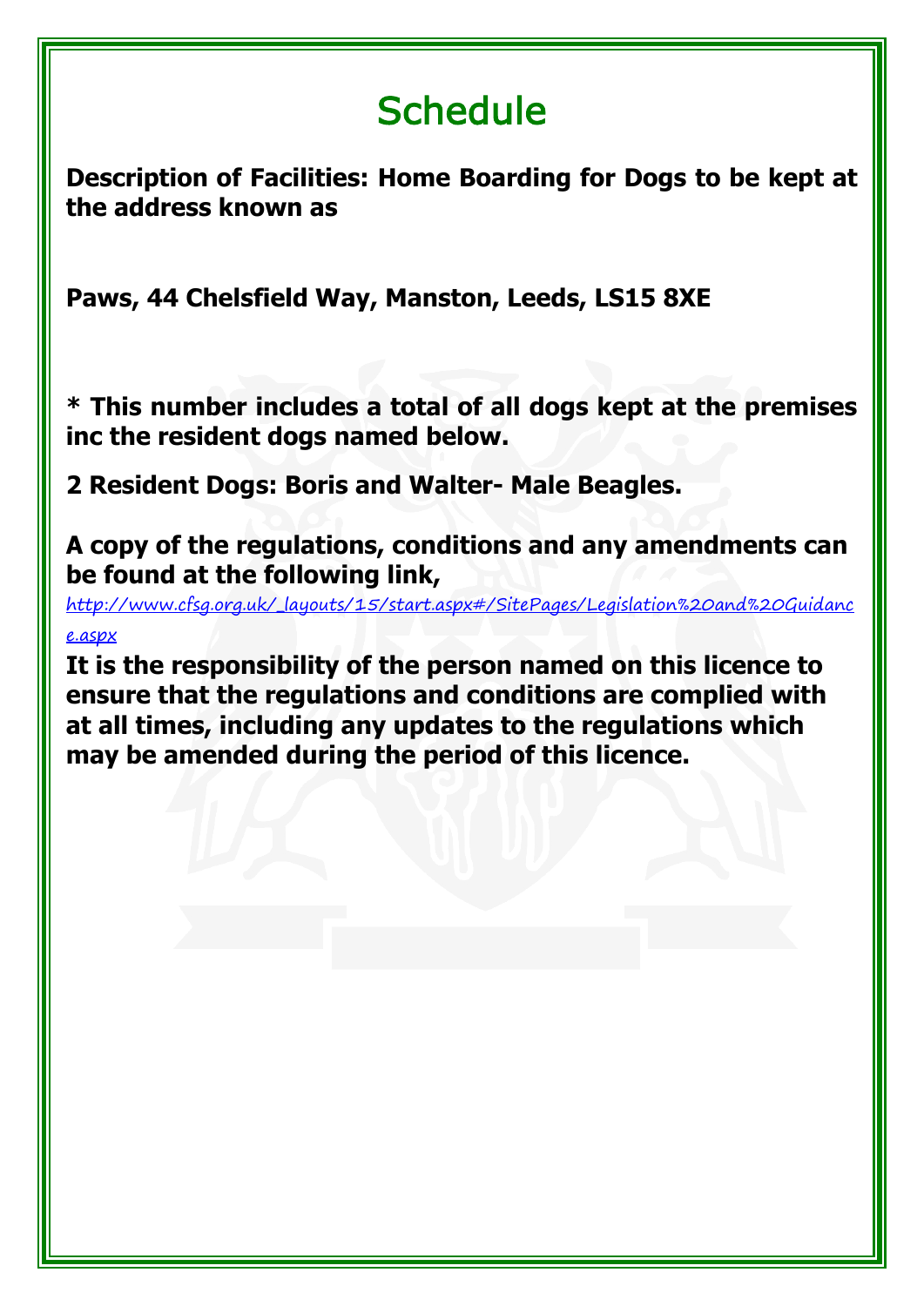# Schedule

**Description of Facilities: Home Boarding for Dogs to be kept at the address known as**

**Paws, 44 Chelsfield Way, Manston, Leeds, LS15 8XE**

**\* This number includes a total of all dogs kept at the premises inc the resident dogs named below.**

**2 Resident Dogs: Boris and Walter- Male Beagles.**

**A copy of the regulations, conditions and any amendments can be found at the following link,**

http://www.cfsg.org.uk/_layouts/15/start.aspx#/SitePages/Legislation%20and%20Guidance.aspx

**It is the responsibility of the person named on this licence to ensure that the regulations and conditions are complied with at all times, including any updates to the regulations which may be amended during the period of this licence.**